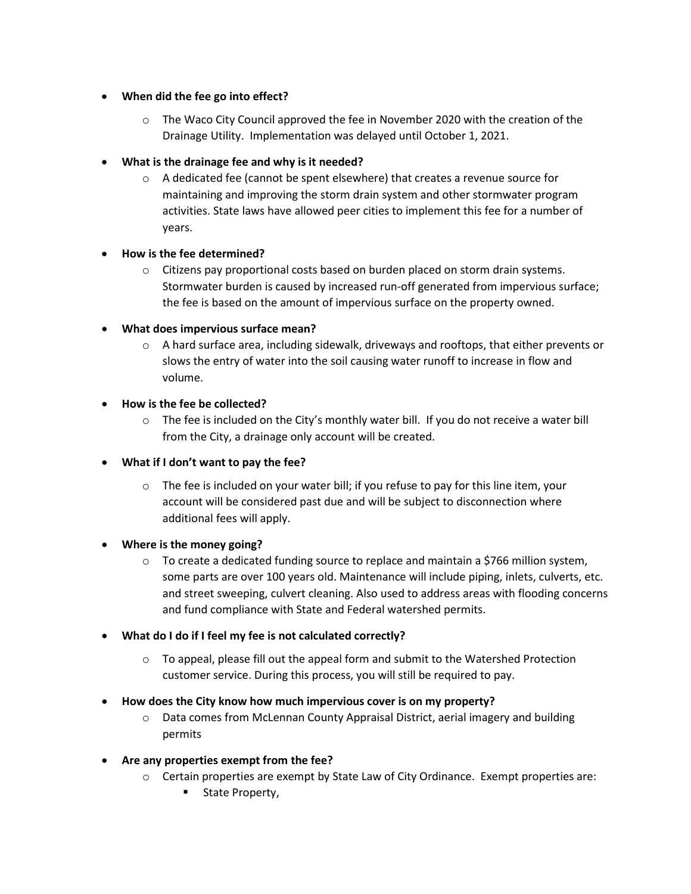- **When did the fee go into effect?**
  - The Waco City Council approved the fee in November 2020 with the creation of the Drainage Utility. Implementation was delayed until October 1, 2021.
- **What is the drainage fee and why is it needed?**
  - A dedicated fee (cannot be spent elsewhere) that creates a revenue source for maintaining and improving the storm drain system and other stormwater program activities. State laws have allowed peer cities to implement this fee for a number of years.
- **How is the fee determined?**
  - Citizens pay proportional costs based on burden placed on storm drain systems. Stormwater burden is caused by increased run-off generated from impervious surface; the fee is based on the amount of impervious surface on the property owned.
- **What does impervious surface mean?**
  - A hard surface area, including sidewalk, driveways and rooftops, that either prevents or slows the entry of water into the soil causing water runoff to increase in flow and volume.
- **How is the fee be collected?**
  - The fee is included on the City's monthly water bill. If you do not receive a water bill from the City, a drainage only account will be created.
- **What if I don't want to pay the fee?**
  - The fee is included on your water bill; if you refuse to pay for this line item, your account will be considered past due and will be subject to disconnection where additional fees will apply.
- **Where is the money going?**
  - To create a dedicated funding source to replace and maintain a $766 million system, some parts are over 100 years old. Maintenance will include piping, inlets, culverts, etc. and street sweeping, culvert cleaning. Also used to address areas with flooding concerns and fund compliance with State and Federal watershed permits.
- **What do I do if I feel my fee is not calculated correctly?**
  - To appeal, please fill out the appeal form and submit to the Watershed Protection customer service. During this process, you will still be required to pay.
- **How does the City know how much impervious cover is on my property?**
  - Data comes from McLennan County Appraisal District, aerial imagery and building permits
- **Are any properties exempt from the fee?**
  - Certain properties are exempt by State Law of City Ordinance. Exempt properties are:
    - State Property,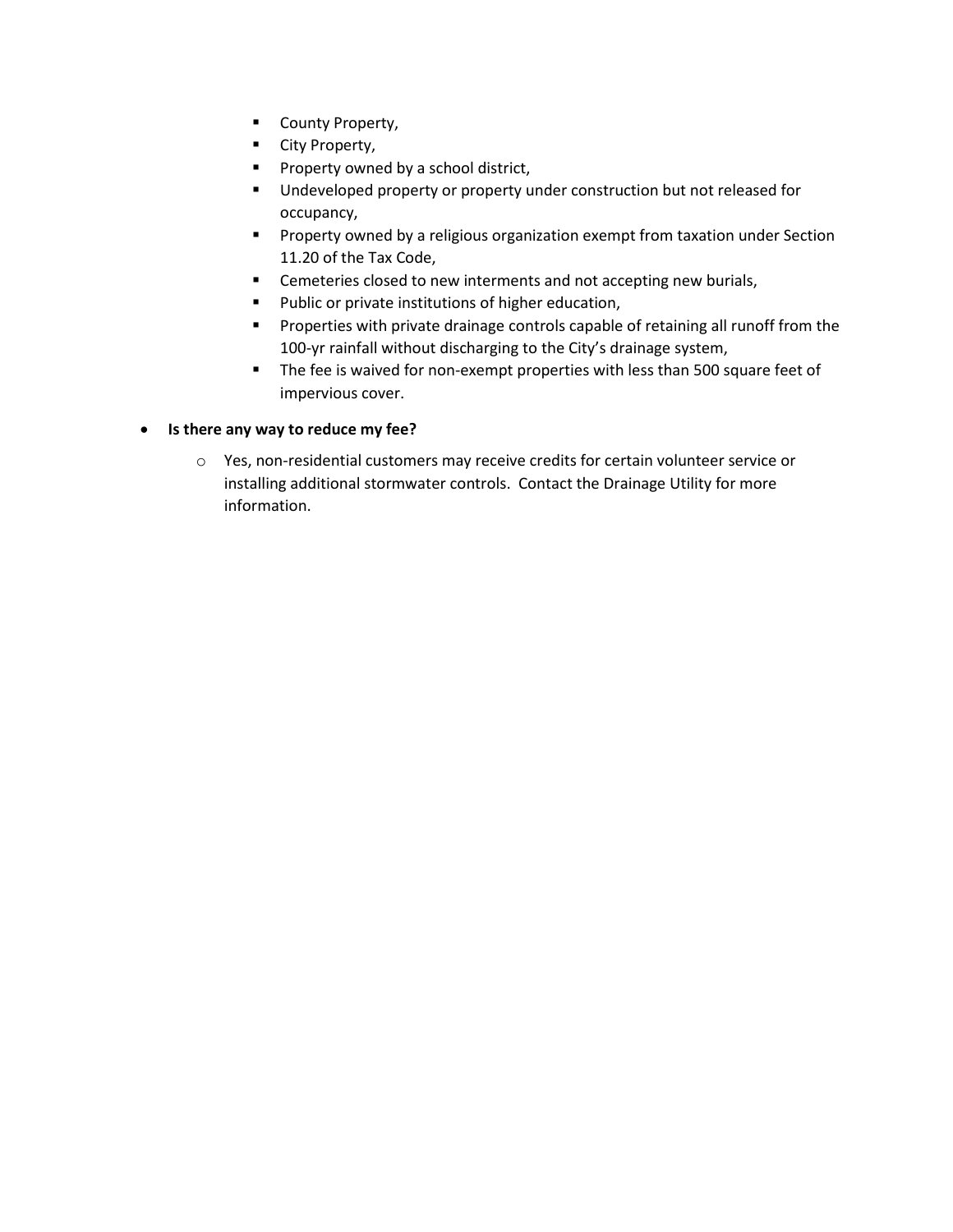- County Property,
        - City Property,
        - Property owned by a school district,
        - Undeveloped property or property under construction but not released for occupancy,
        - Property owned by a religious organization exempt from taxation under Section 11.20 of the Tax Code,
        - Cemeteries closed to new interments and not accepting new burials,
        - Public or private institutions of higher education,
        - Properties with private drainage controls capable of retaining all runoff from the 100-yr rainfall without discharging to the City's drainage system,
        - The fee is waived for non-exempt properties with less than 500 square feet of impervious cover.

- **Is there any way to reduce my fee?**
    - Yes, non-residential customers may receive credits for certain volunteer service or installing additional stormwater controls. Contact the Drainage Utility for more information.